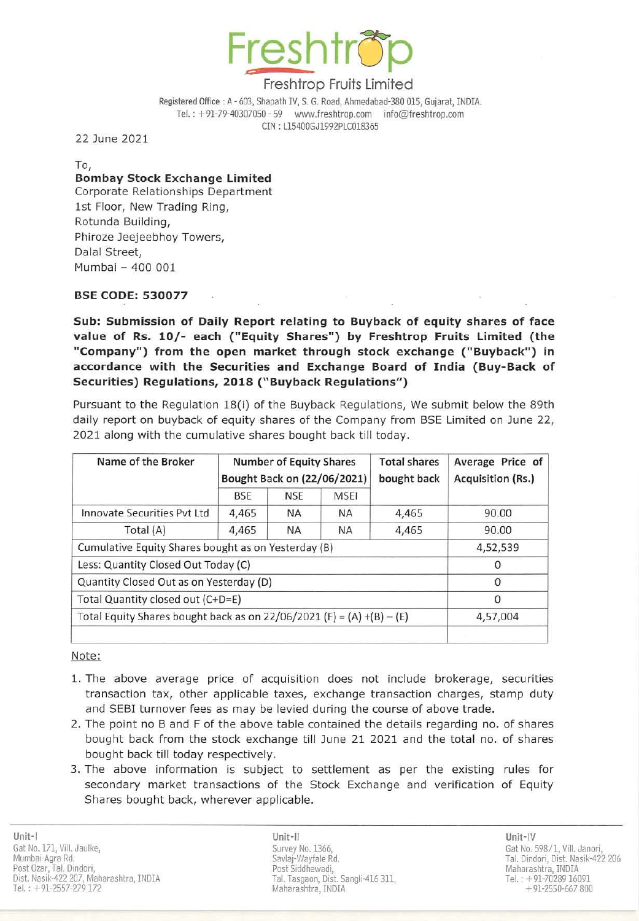# Freshtrop

**Freshtrop Fruits Limited**

Registered Office : A - 603, Shapath IV, S. G. Road, Ahmedabad-380 015, Gujarat, INDIA.
Tel. : +91-79-40307050 - 59 www.freshtrop.com info@freshtrop.com
CIN : L15400GJ1992PLC018365

22 June 2021

To,
**Bombay Stock Exchange Limited**
Corporate Relationships Department
1st Floor, New Trading Ring,
Rotunda Building,
Phiroze Jeejeebhoy Towers,
Dalal Street,
Mumbai – 400 001

**BSE CODE: 530077**

**Sub: Submission of Daily Report relating to Buyback of equity shares of face value of Rs. 10/- each ("Equity Shares") by Freshtrop Fruits Limited (the "Company") from the open market through stock exchange ("Buyback") in accordance with the Securities and Exchange Board of India (Buy-Back of Securities) Regulations, 2018 ("Buyback Regulations")**

Pursuant to the Regulation 18(i) of the Buyback Regulations, We submit below the 89th daily report on buyback of equity shares of the Company from BSE Limited on June 22, 2021 along with the cumulative shares bought back till today.

| Name of the Broker | Number of Equity Shares Bought Back on (22/06/2021) | | | Total shares bought back | Average Price of Acquisition (Rs.) |
|---|---|---|---|---|---|
| | BSE | NSE | MSEI | | |
| Innovate Securities Pvt Ltd | 4,465 | NA | NA | 4,465 | 90.00 |
| Total (A) | 4,465 | NA | NA | 4,465 | 90.00 |
| Cumulative Equity Shares bought as on Yesterday (B) | | | | | 4,52,539 |
| Less: Quantity Closed Out Today (C) | | | | | 0 |
| Quantity Closed Out as on Yesterday (D) | | | | | 0 |
| Total Quantity closed out (C+D=E) | | | | | 0 |
| Total Equity Shares bought back as on 22/06/2021 (F) = (A) +(B) – (E) | | | | | 4,57,004 |
| | | | | | |

Note:

1. The above average price of acquisition does not include brokerage, securities transaction tax, other applicable taxes, exchange transaction charges, stamp duty and SEBI turnover fees as may be levied during the course of above trade.
2. The point no B and F of the above table contained the details regarding no. of shares bought back from the stock exchange till June 21 2021 and the total no. of shares bought back till today respectively.
3. The above information is subject to settlement as per the existing rules for secondary market transactions of the Stock Exchange and verification of Equity Shares bought back, wherever applicable.

Unit-I
Gat No. 171, Vill. Jaulke,
Mumbai-Agra Rd.
Post Ozar, Tal. Dindori,
Dist. Nasik-422 207, Maharashtra, INDIA
Tel. : +91-2557-279 172

Unit-II
Survey No. 1366,
Savlaj-Wayfale Rd.
Post Siddhewadi,
Tal. Tasgaon, Dist. Sangli-416 311,
Maharashtra, INDIA

Unit-IV
Gat No. 598/1, Vill. Janori,
Tal. Dindori, Dist. Nasik-422 206
Maharashtra, INDIA
Tel. : +91-70289 16091
+91-2550-667 800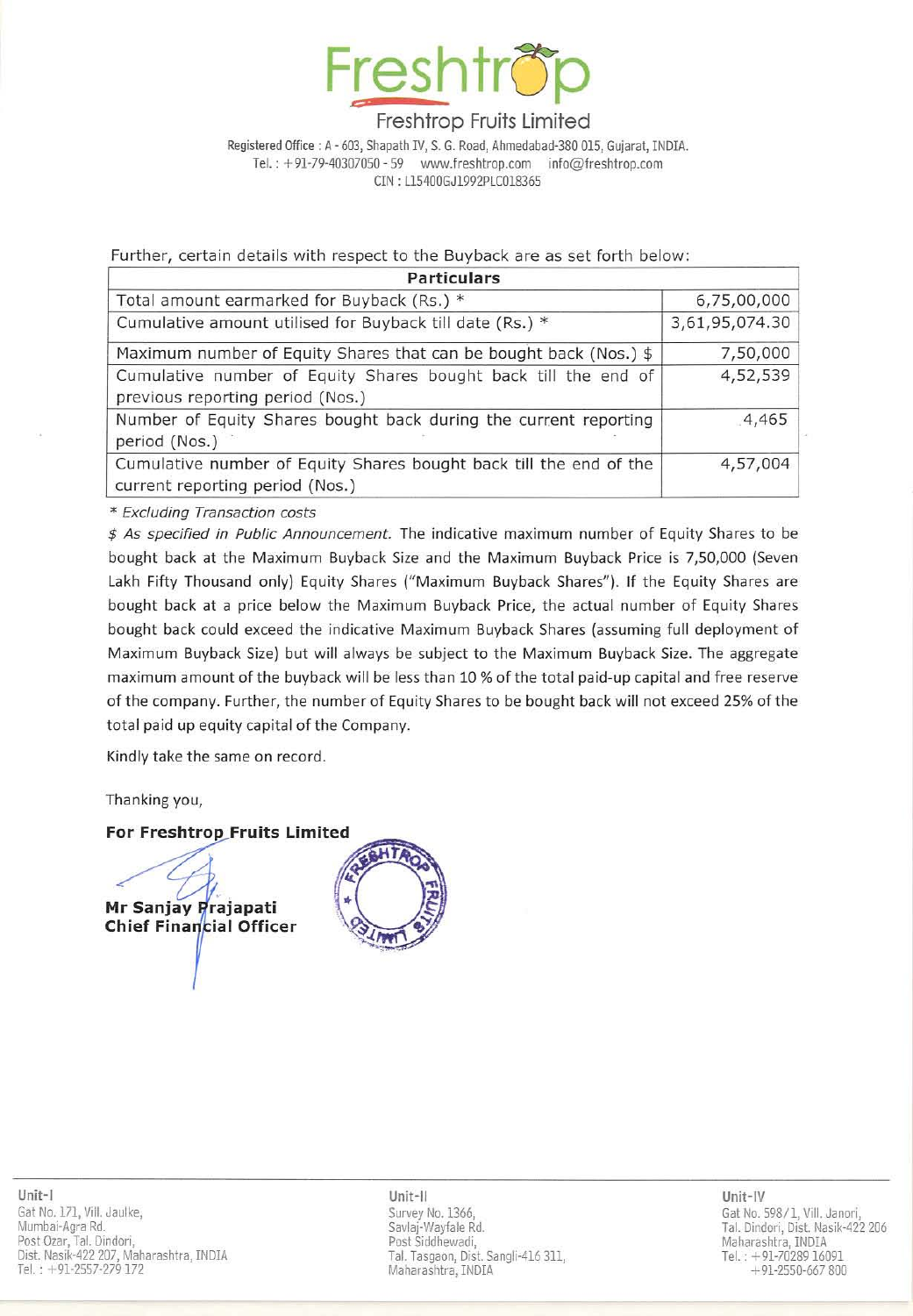Further, certain details with respect to the Buyback are as set forth below:

| Particulars | |
|---|---|
| Total amount earmarked for Buyback (Rs.) * | 6,75,00,000 |
| Cumulative amount utilised for Buyback till date (Rs.) * | 3,61,95,074.30 |
| Maximum number of Equity Shares that can be bought back (Nos.) $ | 7,50,000 |
| Cumulative number of Equity Shares bought back till the end of previous reporting period (Nos.) | 4,52,539 |
| Number of Equity Shares bought back during the current reporting period (Nos.) | 4,465 |
| Cumulative number of Equity Shares bought back till the end of the current reporting period (Nos.) | 4,57,004 |

*\* Excluding Transaction costs*

*$ As specified in Public Announcement.* The indicative maximum number of Equity Shares to be bought back at the Maximum Buyback Size and the Maximum Buyback Price is 7,50,000 (Seven Lakh Fifty Thousand only) Equity Shares ("Maximum Buyback Shares"). If the Equity Shares are bought back at a price below the Maximum Buyback Price, the actual number of Equity Shares bought back could exceed the indicative Maximum Buyback Shares (assuming full deployment of Maximum Buyback Size) but will always be subject to the Maximum Buyback Size. The aggregate maximum amount of the buyback will be less than 10 % of the total paid-up capital and free reserve of the company. Further, the number of Equity Shares to be bought back will not exceed 25% of the total paid up equity capital of the Company.

Kindly take the same on record.

Thanking you,

**For Freshtrop Fruits Limited**

**Mr Sanjay Prajapati**
**Chief Financial Officer**